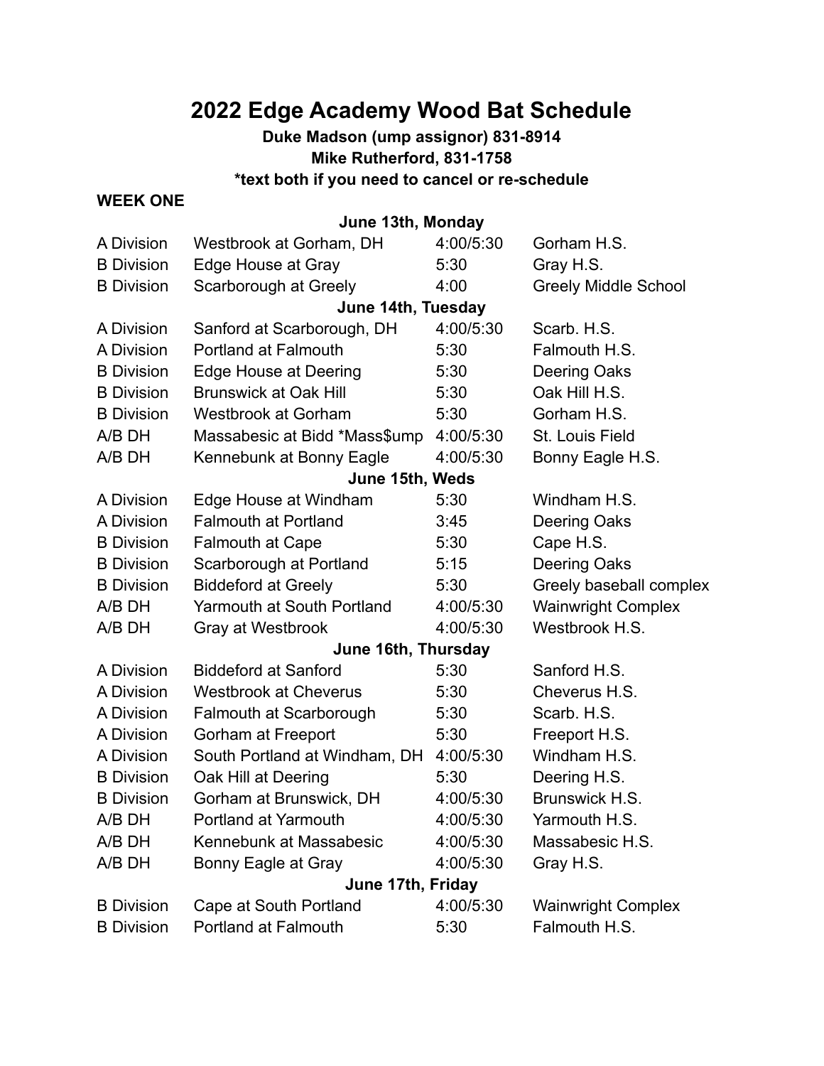# 2022 Edge Academy Wood Bat Schedule

**Duke Madson (ump assignor) 831-8914**

**Mike Rutherford, 831-1758**

***text both if you need to cancel or re-schedule**

**WEEK ONE**

| | | | |
|---|---|---|---|
| | **June 13th, Monday** | | |
| A Division | Westbrook at Gorham, DH | 4:00/5:30 | Gorham H.S. |
| B Division | Edge House at Gray | 5:30 | Gray H.S. |
| B Division | Scarborough at Greely | 4:00 | Greely Middle School |
| | **June 14th, Tuesday** | | |
| A Division | Sanford at Scarborough, DH | 4:00/5:30 | Scarb. H.S. |
| A Division | Portland at Falmouth | 5:30 | Falmouth H.S. |
| B Division | Edge House at Deering | 5:30 | Deering Oaks |
| B Division | Brunswick at Oak Hill | 5:30 | Oak Hill H.S. |
| B Division | Westbrook at Gorham | 5:30 | Gorham H.S. |
| A/B DH | Massabesic at Bidd *Mass$ump | 4:00/5:30 | St. Louis Field |
| A/B DH | Kennebunk at Bonny Eagle | 4:00/5:30 | Bonny Eagle H.S. |
| | **June 15th, Weds** | | |
| A Division | Edge House at Windham | 5:30 | Windham H.S. |
| A Division | Falmouth at Portland | 3:45 | Deering Oaks |
| B Division | Falmouth at Cape | 5:30 | Cape H.S. |
| B Division | Scarborough at Portland | 5:15 | Deering Oaks |
| B Division | Biddeford at Greely | 5:30 | Greely baseball complex |
| A/B DH | Yarmouth at South Portland | 4:00/5:30 | Wainwright Complex |
| A/B DH | Gray at Westbrook | 4:00/5:30 | Westbrook H.S. |
| | **June 16th, Thursday** | | |
| A Division | Biddeford at Sanford | 5:30 | Sanford H.S. |
| A Division | Westbrook at Cheverus | 5:30 | Cheverus H.S. |
| A Division | Falmouth at Scarborough | 5:30 | Scarb. H.S. |
| A Division | Gorham at Freeport | 5:30 | Freeport H.S. |
| A Division | South Portland at Windham, DH | 4:00/5:30 | Windham H.S. |
| B Division | Oak Hill at Deering | 5:30 | Deering H.S. |
| B Division | Gorham at Brunswick, DH | 4:00/5:30 | Brunswick H.S. |
| A/B DH | Portland at Yarmouth | 4:00/5:30 | Yarmouth H.S. |
| A/B DH | Kennebunk at Massabesic | 4:00/5:30 | Massabesic H.S. |
| A/B DH | Bonny Eagle at Gray | 4:00/5:30 | Gray H.S. |
| | **June 17th, Friday** | | |
| B Division | Cape at South Portland | 4:00/5:30 | Wainwright Complex |
| B Division | Portland at Falmouth | 5:30 | Falmouth H.S. |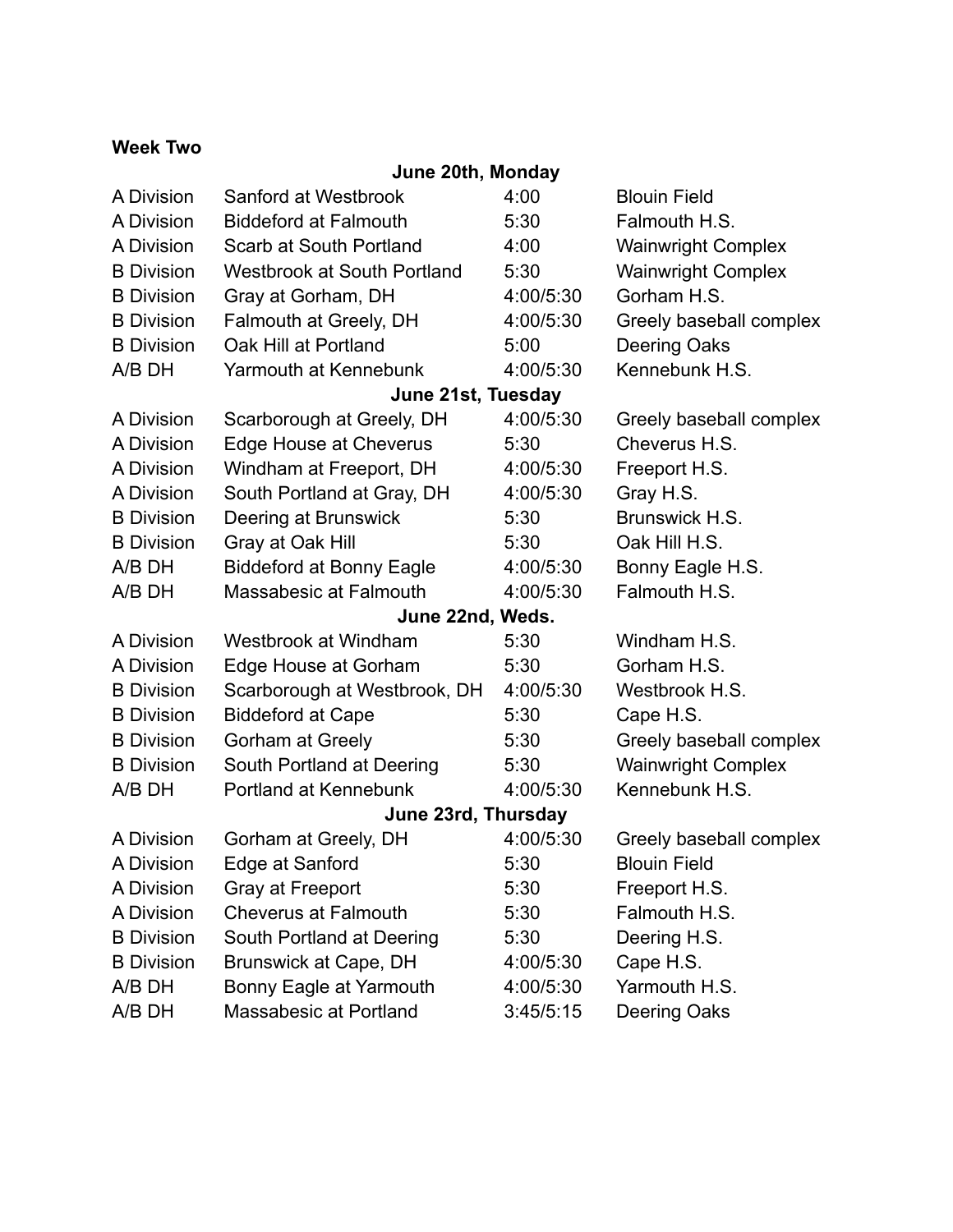**Week Two**

| | | | |
|---|---|---|---|
| | **June 20th, Monday** | | |
| A Division | Sanford at Westbrook | 4:00 | Blouin Field |
| A Division | Biddeford at Falmouth | 5:30 | Falmouth H.S. |
| A Division | Scarb at South Portland | 4:00 | Wainwright Complex |
| B Division | Westbrook at South Portland | 5:30 | Wainwright Complex |
| B Division | Gray at Gorham, DH | 4:00/5:30 | Gorham H.S. |
| B Division | Falmouth at Greely, DH | 4:00/5:30 | Greely baseball complex |
| B Division | Oak Hill at Portland | 5:00 | Deering Oaks |
| A/B DH | Yarmouth at Kennebunk | 4:00/5:30 | Kennebunk H.S. |
| | **June 21st, Tuesday** | | |
| A Division | Scarborough at Greely, DH | 4:00/5:30 | Greely baseball complex |
| A Division | Edge House at Cheverus | 5:30 | Cheverus H.S. |
| A Division | Windham at Freeport, DH | 4:00/5:30 | Freeport H.S. |
| A Division | South Portland at Gray, DH | 4:00/5:30 | Gray H.S. |
| B Division | Deering at Brunswick | 5:30 | Brunswick H.S. |
| B Division | Gray at Oak Hill | 5:30 | Oak Hill H.S. |
| A/B DH | Biddeford at Bonny Eagle | 4:00/5:30 | Bonny Eagle H.S. |
| A/B DH | Massabesic at Falmouth | 4:00/5:30 | Falmouth H.S. |
| | **June 22nd, Weds.** | | |
| A Division | Westbrook at Windham | 5:30 | Windham H.S. |
| A Division | Edge House at Gorham | 5:30 | Gorham H.S. |
| B Division | Scarborough at Westbrook, DH | 4:00/5:30 | Westbrook H.S. |
| B Division | Biddeford at Cape | 5:30 | Cape H.S. |
| B Division | Gorham at Greely | 5:30 | Greely baseball complex |
| B Division | South Portland at Deering | 5:30 | Wainwright Complex |
| A/B DH | Portland at Kennebunk | 4:00/5:30 | Kennebunk H.S. |
| | **June 23rd, Thursday** | | |
| A Division | Gorham at Greely, DH | 4:00/5:30 | Greely baseball complex |
| A Division | Edge at Sanford | 5:30 | Blouin Field |
| A Division | Gray at Freeport | 5:30 | Freeport H.S. |
| A Division | Cheverus at Falmouth | 5:30 | Falmouth H.S. |
| B Division | South Portland at Deering | 5:30 | Deering H.S. |
| B Division | Brunswick at Cape, DH | 4:00/5:30 | Cape H.S. |
| A/B DH | Bonny Eagle at Yarmouth | 4:00/5:30 | Yarmouth H.S. |
| A/B DH | Massabesic at Portland | 3:45/5:15 | Deering Oaks |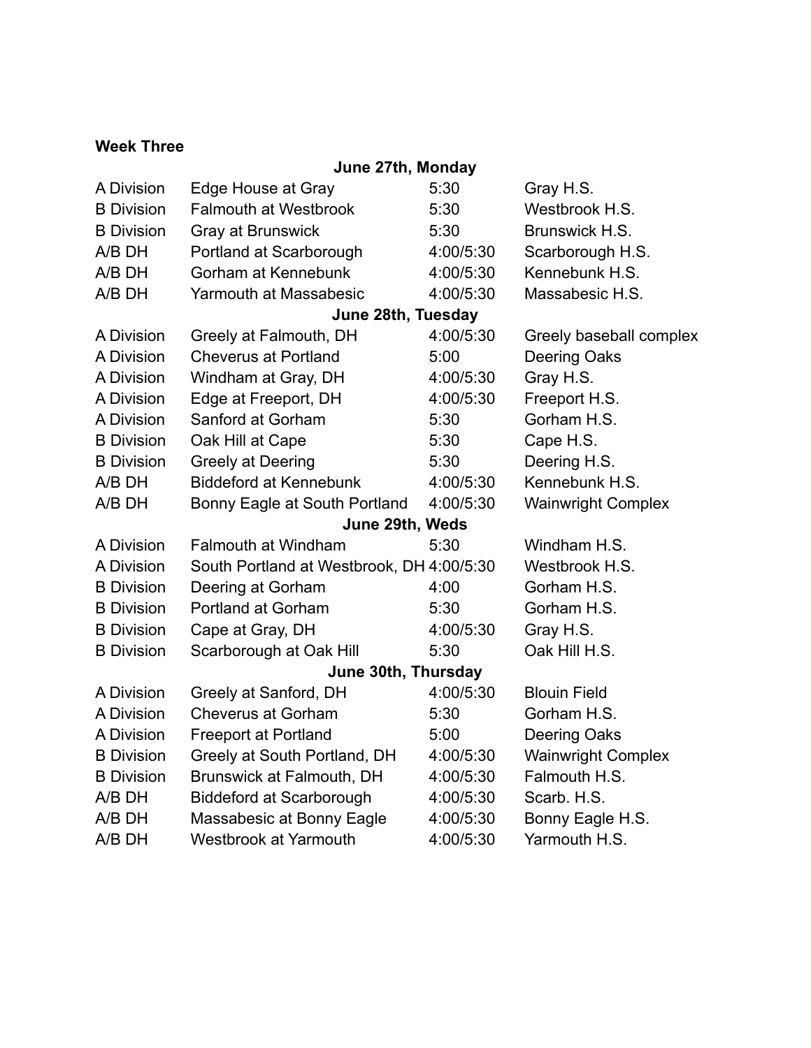**Week Three**

| | | | |
|---|---|---|---|
| | **June 27th, Monday** | | |
| A Division | Edge House at Gray | 5:30 | Gray H.S. |
| B Division | Falmouth at Westbrook | 5:30 | Westbrook H.S. |
| B Division | Gray at Brunswick | 5:30 | Brunswick H.S. |
| A/B DH | Portland at Scarborough | 4:00/5:30 | Scarborough H.S. |
| A/B DH | Gorham at Kennebunk | 4:00/5:30 | Kennebunk H.S. |
| A/B DH | Yarmouth at Massabesic | 4:00/5:30 | Massabesic H.S. |
| | **June 28th, Tuesday** | | |
| A Division | Greely at Falmouth, DH | 4:00/5:30 | Greely baseball complex |
| A Division | Cheverus at Portland | 5:00 | Deering Oaks |
| A Division | Windham at Gray, DH | 4:00/5:30 | Gray H.S. |
| A Division | Edge at Freeport, DH | 4:00/5:30 | Freeport H.S. |
| A Division | Sanford at Gorham | 5:30 | Gorham H.S. |
| B Division | Oak Hill at Cape | 5:30 | Cape H.S. |
| B Division | Greely at Deering | 5:30 | Deering H.S. |
| A/B DH | Biddeford at Kennebunk | 4:00/5:30 | Kennebunk H.S. |
| A/B DH | Bonny Eagle at South Portland | 4:00/5:30 | Wainwright Complex |
| | **June 29th, Weds** | | |
| A Division | Falmouth at Windham | 5:30 | Windham H.S. |
| A Division | South Portland at Westbrook, DH | 4:00/5:30 | Westbrook H.S. |
| B Division | Deering at Gorham | 4:00 | Gorham H.S. |
| B Division | Portland at Gorham | 5:30 | Gorham H.S. |
| B Division | Cape at Gray, DH | 4:00/5:30 | Gray H.S. |
| B Division | Scarborough at Oak Hill | 5:30 | Oak Hill H.S. |
| | **June 30th, Thursday** | | |
| A Division | Greely at Sanford, DH | 4:00/5:30 | Blouin Field |
| A Division | Cheverus at Gorham | 5:30 | Gorham H.S. |
| A Division | Freeport at Portland | 5:00 | Deering Oaks |
| B Division | Greely at South Portland, DH | 4:00/5:30 | Wainwright Complex |
| B Division | Brunswick at Falmouth, DH | 4:00/5:30 | Falmouth H.S. |
| A/B DH | Biddeford at Scarborough | 4:00/5:30 | Scarb. H.S. |
| A/B DH | Massabesic at Bonny Eagle | 4:00/5:30 | Bonny Eagle H.S. |
| A/B DH | Westbrook at Yarmouth | 4:00/5:30 | Yarmouth H.S. |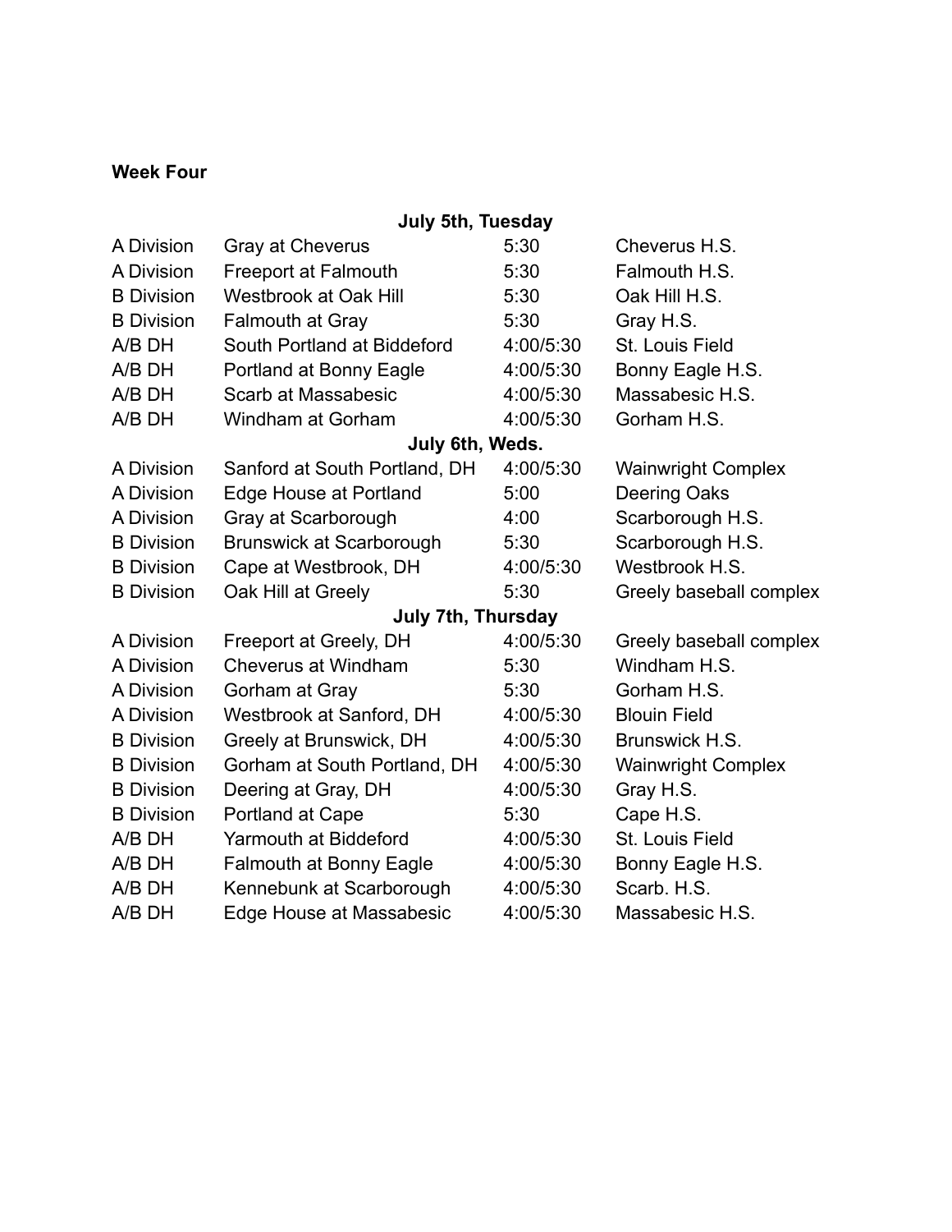**Week Four**

| | | | |
|---|---|---|---|
| | **July 5th, Tuesday** | | |
| A Division | Gray at Cheverus | 5:30 | Cheverus H.S. |
| A Division | Freeport at Falmouth | 5:30 | Falmouth H.S. |
| B Division | Westbrook at Oak Hill | 5:30 | Oak Hill H.S. |
| B Division | Falmouth at Gray | 5:30 | Gray H.S. |
| A/B DH | South Portland at Biddeford | 4:00/5:30 | St. Louis Field |
| A/B DH | Portland at Bonny Eagle | 4:00/5:30 | Bonny Eagle H.S. |
| A/B DH | Scarb at Massabesic | 4:00/5:30 | Massabesic H.S. |
| A/B DH | Windham at Gorham | 4:00/5:30 | Gorham H.S. |
| | **July 6th, Weds.** | | |
| A Division | Sanford at South Portland, DH | 4:00/5:30 | Wainwright Complex |
| A Division | Edge House at Portland | 5:00 | Deering Oaks |
| A Division | Gray at Scarborough | 4:00 | Scarborough H.S. |
| B Division | Brunswick at Scarborough | 5:30 | Scarborough H.S. |
| B Division | Cape at Westbrook, DH | 4:00/5:30 | Westbrook H.S. |
| B Division | Oak Hill at Greely | 5:30 | Greely baseball complex |
| | **July 7th, Thursday** | | |
| A Division | Freeport at Greely, DH | 4:00/5:30 | Greely baseball complex |
| A Division | Cheverus at Windham | 5:30 | Windham H.S. |
| A Division | Gorham at Gray | 5:30 | Gorham H.S. |
| A Division | Westbrook at Sanford, DH | 4:00/5:30 | Blouin Field |
| B Division | Greely at Brunswick, DH | 4:00/5:30 | Brunswick H.S. |
| B Division | Gorham at South Portland, DH | 4:00/5:30 | Wainwright Complex |
| B Division | Deering at Gray, DH | 4:00/5:30 | Gray H.S. |
| B Division | Portland at Cape | 5:30 | Cape H.S. |
| A/B DH | Yarmouth at Biddeford | 4:00/5:30 | St. Louis Field |
| A/B DH | Falmouth at Bonny Eagle | 4:00/5:30 | Bonny Eagle H.S. |
| A/B DH | Kennebunk at Scarborough | 4:00/5:30 | Scarb. H.S. |
| A/B DH | Edge House at Massabesic | 4:00/5:30 | Massabesic H.S. |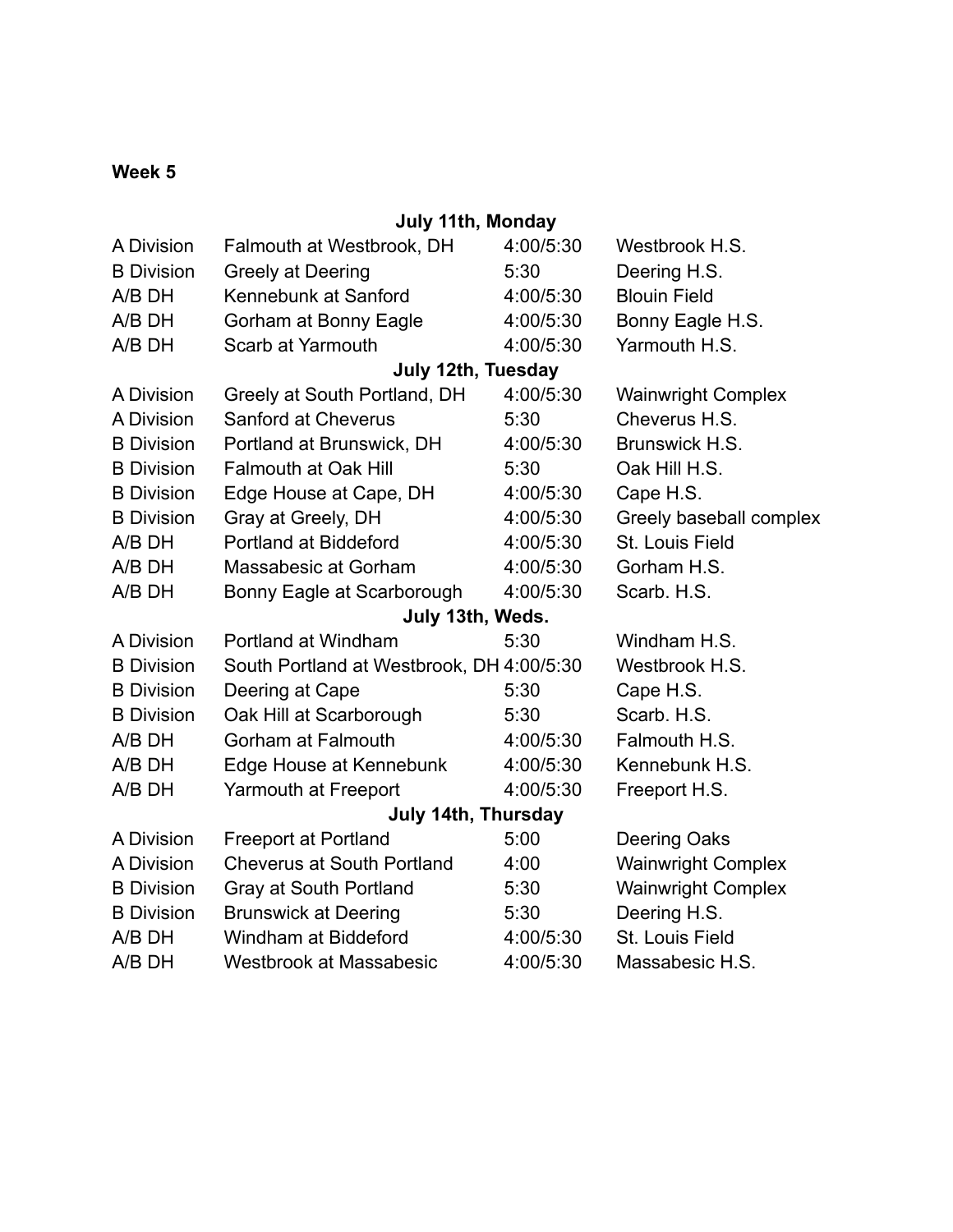**Week 5**

| | | | |
|---|---|---|---|
| | **July 11th, Monday** | | |
| A Division | Falmouth at Westbrook, DH | 4:00/5:30 | Westbrook H.S. |
| B Division | Greely at Deering | 5:30 | Deering H.S. |
| A/B DH | Kennebunk at Sanford | 4:00/5:30 | Blouin Field |
| A/B DH | Gorham at Bonny Eagle | 4:00/5:30 | Bonny Eagle H.S. |
| A/B DH | Scarb at Yarmouth | 4:00/5:30 | Yarmouth H.S. |
| | **July 12th, Tuesday** | | |
| A Division | Greely at South Portland, DH | 4:00/5:30 | Wainwright Complex |
| A Division | Sanford at Cheverus | 5:30 | Cheverus H.S. |
| B Division | Portland at Brunswick, DH | 4:00/5:30 | Brunswick H.S. |
| B Division | Falmouth at Oak Hill | 5:30 | Oak Hill H.S. |
| B Division | Edge House at Cape, DH | 4:00/5:30 | Cape H.S. |
| B Division | Gray at Greely, DH | 4:00/5:30 | Greely baseball complex |
| A/B DH | Portland at Biddeford | 4:00/5:30 | St. Louis Field |
| A/B DH | Massabesic at Gorham | 4:00/5:30 | Gorham H.S. |
| A/B DH | Bonny Eagle at Scarborough | 4:00/5:30 | Scarb. H.S. |
| | **July 13th, Weds.** | | |
| A Division | Portland at Windham | 5:30 | Windham H.S. |
| B Division | South Portland at Westbrook, DH | 4:00/5:30 | Westbrook H.S. |
| B Division | Deering at Cape | 5:30 | Cape H.S. |
| B Division | Oak Hill at Scarborough | 5:30 | Scarb. H.S. |
| A/B DH | Gorham at Falmouth | 4:00/5:30 | Falmouth H.S. |
| A/B DH | Edge House at Kennebunk | 4:00/5:30 | Kennebunk H.S. |
| A/B DH | Yarmouth at Freeport | 4:00/5:30 | Freeport H.S. |
| | **July 14th, Thursday** | | |
| A Division | Freeport at Portland | 5:00 | Deering Oaks |
| A Division | Cheverus at South Portland | 4:00 | Wainwright Complex |
| B Division | Gray at South Portland | 5:30 | Wainwright Complex |
| B Division | Brunswick at Deering | 5:30 | Deering H.S. |
| A/B DH | Windham at Biddeford | 4:00/5:30 | St. Louis Field |
| A/B DH | Westbrook at Massabesic | 4:00/5:30 | Massabesic H.S. |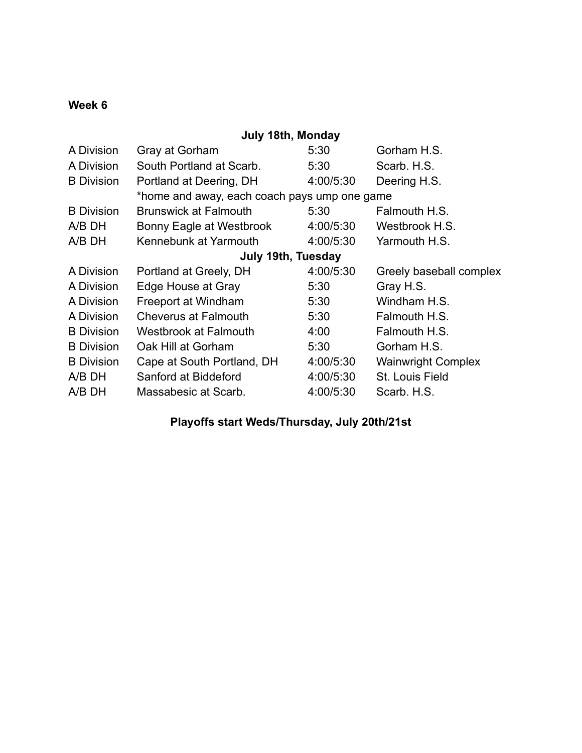**Week 6**

| | | | |
|---|---|---|---|
| **July 18th, Monday** | | | |
| A Division | Gray at Gorham | 5:30 | Gorham H.S. |
| A Division | South Portland at Scarb. | 5:30 | Scarb. H.S. |
| B Division | Portland at Deering, DH | 4:00/5:30 | Deering H.S. |
| | *home and away, each coach pays ump one game | | |
| B Division | Brunswick at Falmouth | 5:30 | Falmouth H.S. |
| A/B DH | Bonny Eagle at Westbrook | 4:00/5:30 | Westbrook H.S. |
| A/B DH | Kennebunk at Yarmouth | 4:00/5:30 | Yarmouth H.S. |
| **July 19th, Tuesday** | | | |
| A Division | Portland at Greely, DH | 4:00/5:30 | Greely baseball complex |
| A Division | Edge House at Gray | 5:30 | Gray H.S. |
| A Division | Freeport at Windham | 5:30 | Windham H.S. |
| A Division | Cheverus at Falmouth | 5:30 | Falmouth H.S. |
| B Division | Westbrook at Falmouth | 4:00 | Falmouth H.S. |
| B Division | Oak Hill at Gorham | 5:30 | Gorham H.S. |
| B Division | Cape at South Portland, DH | 4:00/5:30 | Wainwright Complex |
| A/B DH | Sanford at Biddeford | 4:00/5:30 | St. Louis Field |
| A/B DH | Massabesic at Scarb. | 4:00/5:30 | Scarb. H.S. |

**Playoffs start Weds/Thursday, July 20th/21st**